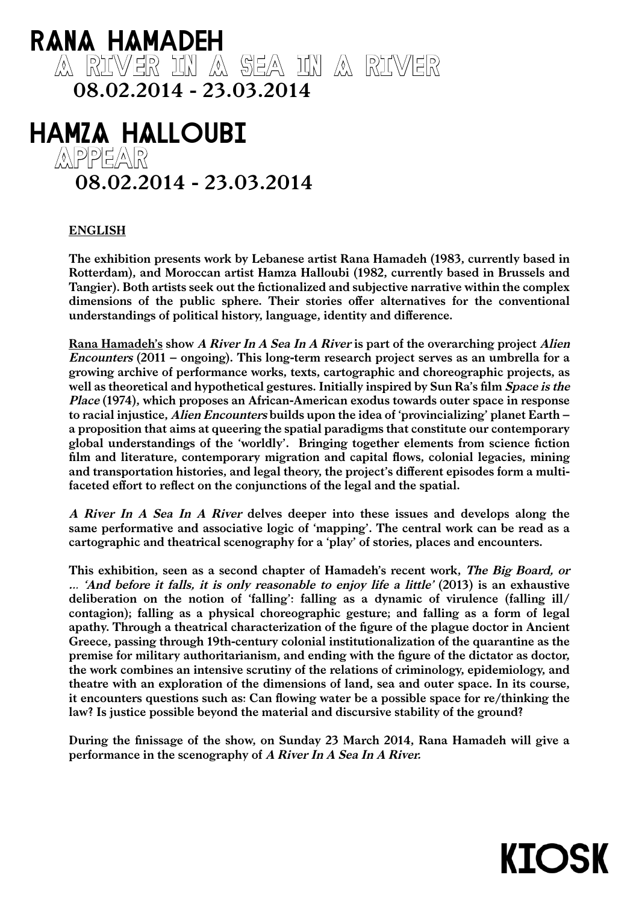# RANA HAMADEH

## A RIVER IN A SEA IN A RIVER

### 08.02.2014 - 23.03.2014

# HAMZA HALLOUBI

## APPEAR

### 08.02.2014 - 23.03.2014

**ENGLISH**

**The exhibition presents work by Lebanese artist Rana Hamadeh (1983, currently based in Rotterdam), and Moroccan artist Hamza Halloubi (1982, currently based in Brussels and Tangier). Both artists seek out the fictionalized and subjective narrative within the complex dimensions of the public sphere. Their stories offer alternatives for the conventional understandings of political history, language, identity and difference.**

**Rana Hamadeh's show *A River In A Sea In A River* is part of the overarching project *Alien Encounters* (2011 – ongoing). This long-term research project serves as an umbrella for a growing archive of performance works, texts, cartographic and choreographic projects, as well as theoretical and hypothetical gestures. Initially inspired by Sun Ra's film *Space is the Place* (1974), which proposes an African-American exodus towards outer space in response to racial injustice, *Alien Encounters* builds upon the idea of 'provincializing' planet Earth – a proposition that aims at queering the spatial paradigms that constitute our contemporary global understandings of the 'worldly'. Bringing together elements from science fiction film and literature, contemporary migration and capital flows, colonial legacies, mining and transportation histories, and legal theory, the project's different episodes form a multi-faceted effort to reflect on the conjunctions of the legal and the spatial.**

***A River In A Sea In A River* delves deeper into these issues and develops along the same performative and associative logic of 'mapping'. The central work can be read as a cartographic and theatrical scenography for a 'play' of stories, places and encounters.**

**This exhibition, seen as a second chapter of Hamadeh's recent work, *The Big Board, or ... 'And before it falls, it is only reasonable to enjoy life a little'* (2013) is an exhaustive deliberation on the notion of 'falling': falling as a dynamic of virulence (falling ill/ contagion); falling as a physical choreographic gesture; and falling as a form of legal apathy. Through a theatrical characterization of the figure of the plague doctor in Ancient Greece, passing through 19th-century colonial institutionalization of the quarantine as the premise for military authoritarianism, and ending with the figure of the dictator as doctor, the work combines an intensive scrutiny of the relations of criminology, epidemiology, and theatre with an exploration of the dimensions of land, sea and outer space. In its course, it encounters questions such as: Can flowing water be a possible space for re/thinking the law? Is justice possible beyond the material and discursive stability of the ground?**

**During the finissage of the show, on Sunday 23 March 2014, Rana Hamadeh will give a performance in the scenography of *A River In A Sea In A River.***

KIOSK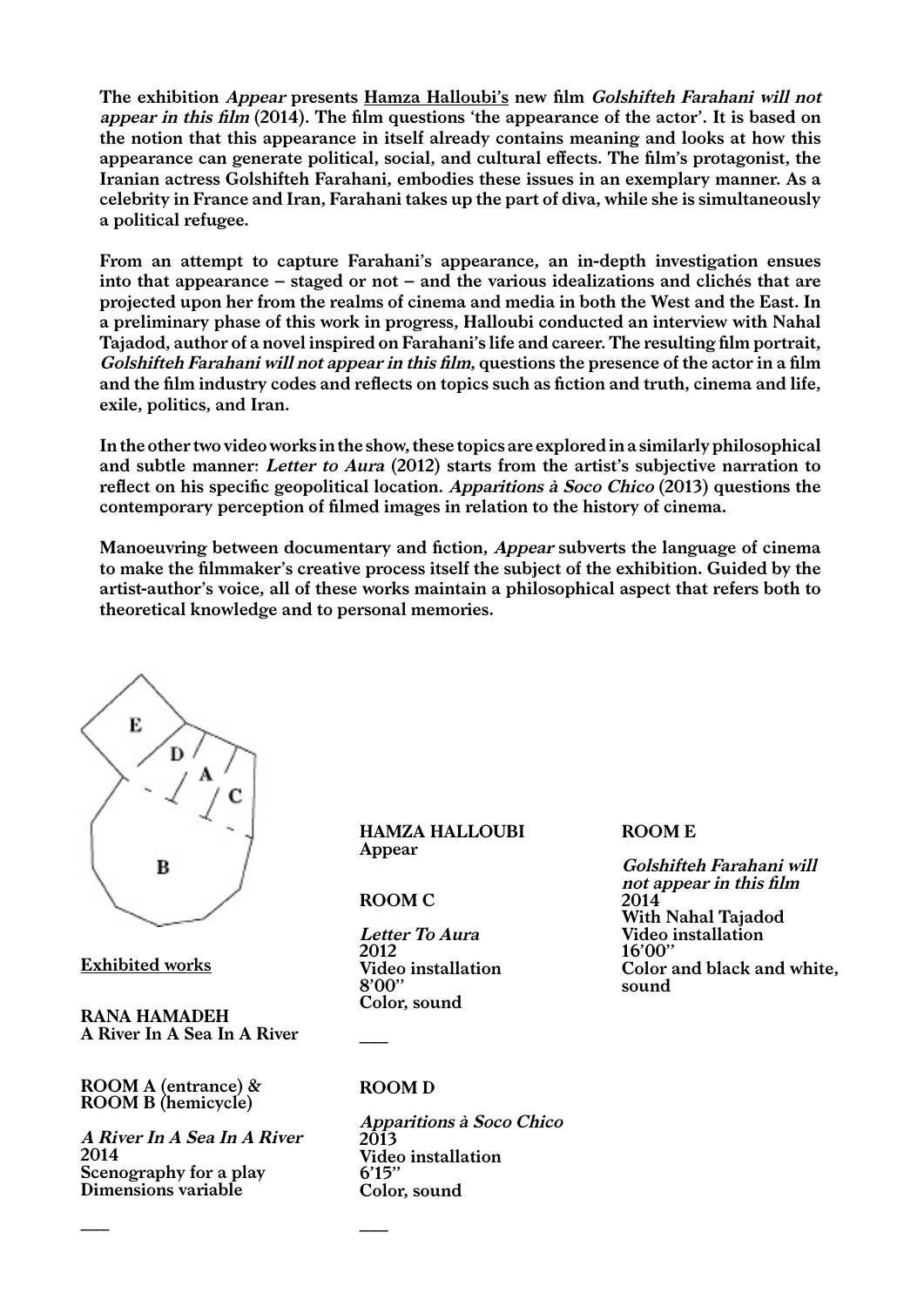**The exhibition *Appear* presents Hamza Halloubi's new film *Golshifteh Farahani will not appear in this film* (2014). The film questions 'the appearance of the actor'. It is based on the notion that this appearance in itself already contains meaning and looks at how this appearance can generate political, social, and cultural effects. The film's protagonist, the Iranian actress Golshifteh Farahani, embodies these issues in an exemplary manner. As a celebrity in France and Iran, Farahani takes up the part of diva, while she is simultaneously a political refugee.**

**From an attempt to capture Farahani's appearance, an in-depth investigation ensues into that appearance – staged or not – and the various idealizations and clichés that are projected upon her from the realms of cinema and media in both the West and the East. In a preliminary phase of this work in progress, Halloubi conducted an interview with Nahal Tajadod, author of a novel inspired on Farahani's life and career. The resulting film portrait, *Golshifteh Farahani will not appear in this film*, questions the presence of the actor in a film and the film industry codes and reflects on topics such as fiction and truth, cinema and life, exile, politics, and Iran.**

**In the other two video works in the show, these topics are explored in a similarly philosophical and subtle manner: *Letter to Aura* (2012) starts from the artist's subjective narration to reflect on his specific geopolitical location. *Apparitions à Soco Chico* (2013) questions the contemporary perception of filmed images in relation to the history of cinema.**

**Manoeuvring between documentary and fiction, *Appear* subverts the language of cinema to make the filmmaker's creative process itself the subject of the exhibition. Guided by the artist-author's voice, all of these works maintain a philosophical aspect that refers both to theoretical knowledge and to personal memories.**

E
D
A
C
B

**Exhibited works**

**RANA HAMADEH**
**A River In A Sea In A River**

**ROOM A (entrance) &**
**ROOM B (hemicycle)**

***A River In A Sea In A River***
**2014**
**Scenography for a play**
**Dimensions variable**

**HAMZA HALLOUBI**
**Appear**

**ROOM C**

***Letter To Aura***
**2012**
**Video installation**
**8'00''**
**Color, sound**

**ROOM D**

***Apparitions à Soco Chico***
**2013**
**Video installation**
**6'15''**
**Color, sound**

**ROOM E**

***Golshifteh Farahani will not appear in this film***
**2014**
**With Nahal Tajadod**
**Video installation**
**16'00''**
**Color and black and white, sound**